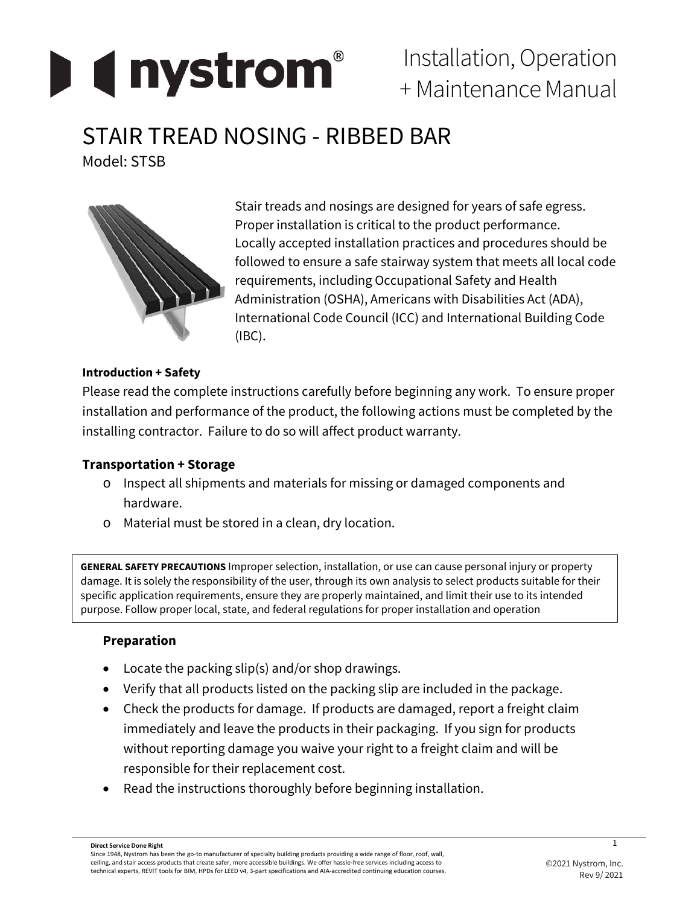# nystrom®

Installation, Operation + Maintenance Manual

# STAIR TREAD NOSING - RIBBED BAR

Model: STSB

Stair treads and nosings are designed for years of safe egress. Proper installation is critical to the product performance. Locally accepted installation practices and procedures should be followed to ensure a safe stairway system that meets all local code requirements, including Occupational Safety and Health Administration (OSHA), Americans with Disabilities Act (ADA), International Code Council (ICC) and International Building Code (IBC).

**Introduction + Safety**

Please read the complete instructions carefully before beginning any work. To ensure proper installation and performance of the product, the following actions must be completed by the installing contractor. Failure to do so will affect product warranty.

### Transportation + Storage

- Inspect all shipments and materials for missing or damaged components and hardware.
- Material must be stored in a clean, dry location.

**GENERAL SAFETY PRECAUTIONS** Improper selection, installation, or use can cause personal injury or property damage. It is solely the responsibility of the user, through its own analysis to select products suitable for their specific application requirements, ensure they are properly maintained, and limit their use to its intended purpose. Follow proper local, state, and federal regulations for proper installation and operation

### Preparation

- Locate the packing slip(s) and/or shop drawings.
- Verify that all products listed on the packing slip are included in the package.
- Check the products for damage. If products are damaged, report a freight claim immediately and leave the products in their packaging. If you sign for products without reporting damage you waive your right to a freight claim and will be responsible for their replacement cost.
- Read the instructions thoroughly before beginning installation.

**Direct Service Done Right**

Since 1948, Nystrom has been the go-to manufacturer of specialty building products providing a wide range of floor, roof, wall, ceiling, and stair access products that create safer, more accessible buildings. We offer hassle-free services including access to technical experts, REVIT tools for BIM, HPDs for LEED v4, 3-part specifications and AIA-accredited continuing education courses.

©2021 Nystrom, Inc.
Rev 9/ 2021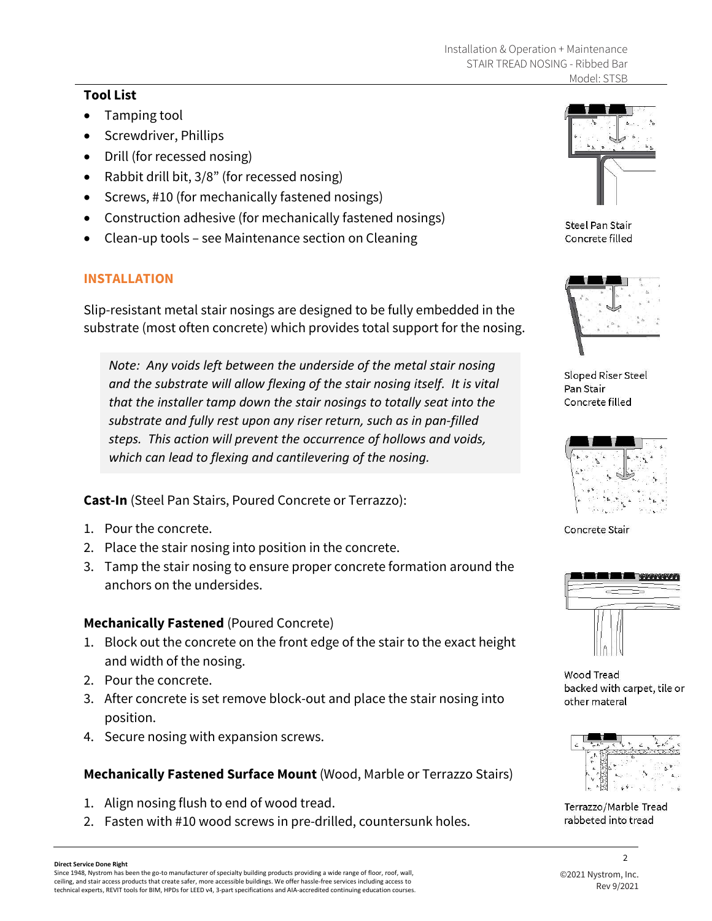## Tool List

- Tamping tool
- Screwdriver, Phillips
- Drill (for recessed nosing)
- Rabbit drill bit, 3/8" (for recessed nosing)
- Screws, #10 (for mechanically fastened nosings)
- Construction adhesive (for mechanically fastened nosings)
- Clean-up tools – see Maintenance section on Cleaning

## INSTALLATION

Slip-resistant metal stair nosings are designed to be fully embedded in the substrate (most often concrete) which provides total support for the nosing.

> *Note: Any voids left between the underside of the metal stair nosing and the substrate will allow flexing of the stair nosing itself. It is vital that the installer tamp down the stair nosings to totally seat into the substrate and fully rest upon any riser return, such as in pan-filled steps. This action will prevent the occurrence of hollows and voids, which can lead to flexing and cantilevering of the nosing.*

**Cast-In** (Steel Pan Stairs, Poured Concrete or Terrazzo):

1. Pour the concrete.
2. Place the stair nosing into position in the concrete.
3. Tamp the stair nosing to ensure proper concrete formation around the anchors on the undersides.

**Mechanically Fastened** (Poured Concrete)

1. Block out the concrete on the front edge of the stair to the exact height and width of the nosing.
2. Pour the concrete.
3. After concrete is set remove block-out and place the stair nosing into position.
4. Secure nosing with expansion screws.

**Mechanically Fastened Surface Mount** (Wood, Marble or Terrazzo Stairs)

1. Align nosing flush to end of wood tread.
2. Fasten with #10 wood screws in pre-drilled, countersunk holes.

Steel Pan Stair Concrete filled

Sloped Riser Steel Pan Stair Concrete filled

Concrete Stair

Wood Tread backed with carpet, tile or other materal

Terrazzo/Marble Tread rabbeted into tread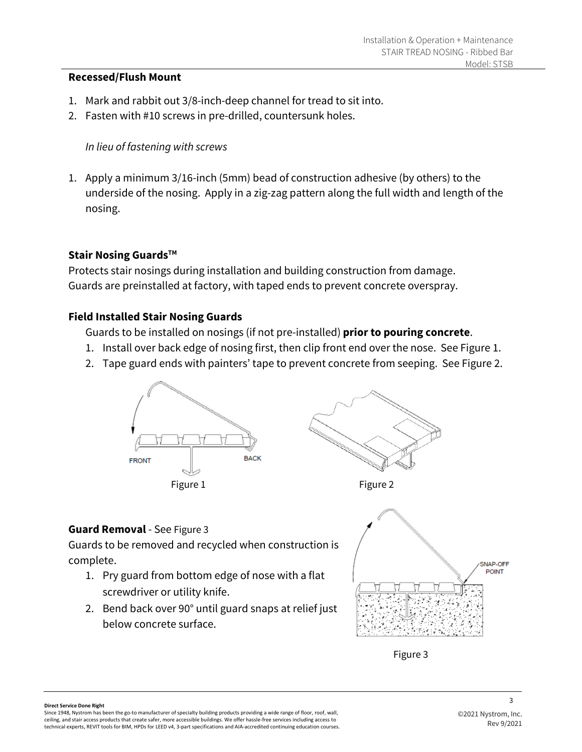### Recessed/Flush Mount

1. Mark and rabbit out 3/8-inch-deep channel for tread to sit into.
2. Fasten with #10 screws in pre-drilled, countersunk holes.

*In lieu of fastening with screws*

1. Apply a minimum 3/16-inch (5mm) bead of construction adhesive (by others) to the underside of the nosing. Apply in a zig-zag pattern along the full width and length of the nosing.

### Stair Nosing Guards™

Protects stair nosings during installation and building construction from damage. Guards are preinstalled at factory, with taped ends to prevent concrete overspray.

### Field Installed Stair Nosing Guards

Guards to be installed on nosings (if not pre-installed) **prior to pouring concrete**.

1. Install over back edge of nosing first, then clip front end over the nose. See Figure 1.
2. Tape guard ends with painters' tape to prevent concrete from seeping. See Figure 2.

FRONT BACK

Figure 1

Figure 2

### Guard Removal - See Figure 3

Guards to be removed and recycled when construction is complete.

1. Pry guard from bottom edge of nose with a flat screwdriver or utility knife.
2. Bend back over 90° until guard snaps at relief just below concrete surface.

SNAP-OFF POINT

Figure 3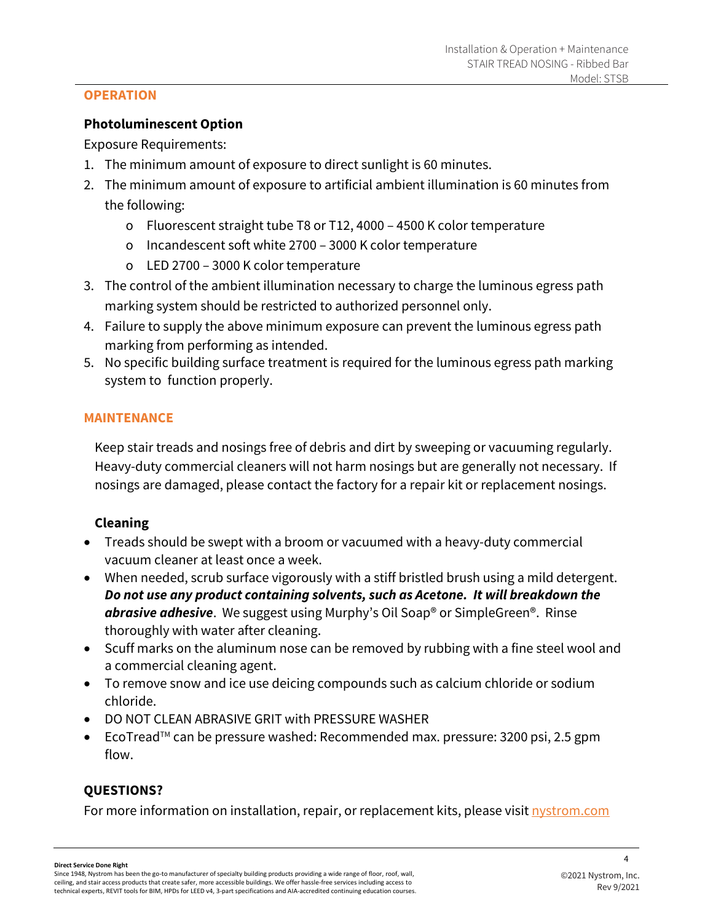## OPERATION

### Photoluminescent Option

Exposure Requirements:

1. The minimum amount of exposure to direct sunlight is 60 minutes.
2. The minimum amount of exposure to artificial ambient illumination is 60 minutes from the following:
   - Fluorescent straight tube T8 or T12, 4000 – 4500 K color temperature
   - Incandescent soft white 2700 – 3000 K color temperature
   - LED 2700 – 3000 K color temperature
3. The control of the ambient illumination necessary to charge the luminous egress path marking system should be restricted to authorized personnel only.
4. Failure to supply the above minimum exposure can prevent the luminous egress path marking from performing as intended.
5. No specific building surface treatment is required for the luminous egress path marking system to function properly.

## MAINTENANCE

Keep stair treads and nosings free of debris and dirt by sweeping or vacuuming regularly. Heavy-duty commercial cleaners will not harm nosings but are generally not necessary. If nosings are damaged, please contact the factory for a repair kit or replacement nosings.

### Cleaning

- Treads should be swept with a broom or vacuumed with a heavy-duty commercial vacuum cleaner at least once a week.
- When needed, scrub surface vigorously with a stiff bristled brush using a mild detergent. ***Do not use any product containing solvents, such as Acetone. It will breakdown the abrasive adhesive***. We suggest using Murphy's Oil Soap® or SimpleGreen®. Rinse thoroughly with water after cleaning.
- Scuff marks on the aluminum nose can be removed by rubbing with a fine steel wool and a commercial cleaning agent.
- To remove snow and ice use deicing compounds such as calcium chloride or sodium chloride.
- DO NOT CLEAN ABRASIVE GRIT with PRESSURE WASHER
- EcoTread™ can be pressure washed: Recommended max. pressure: 3200 psi, 2.5 gpm flow.

## QUESTIONS?

For more information on installation, repair, or replacement kits, please visit nystrom.com

**Direct Service Done Right**
Since 1948, Nystrom has been the go-to manufacturer of specialty building products providing a wide range of floor, roof, wall, ceiling, and stair access products that create safer, more accessible buildings. We offer hassle-free services including access to technical experts, REVIT tools for BIM, HPDs for LEED v4, 3-part specifications and AIA-accredited continuing education courses.

©2021 Nystrom, Inc.
Rev 9/2021